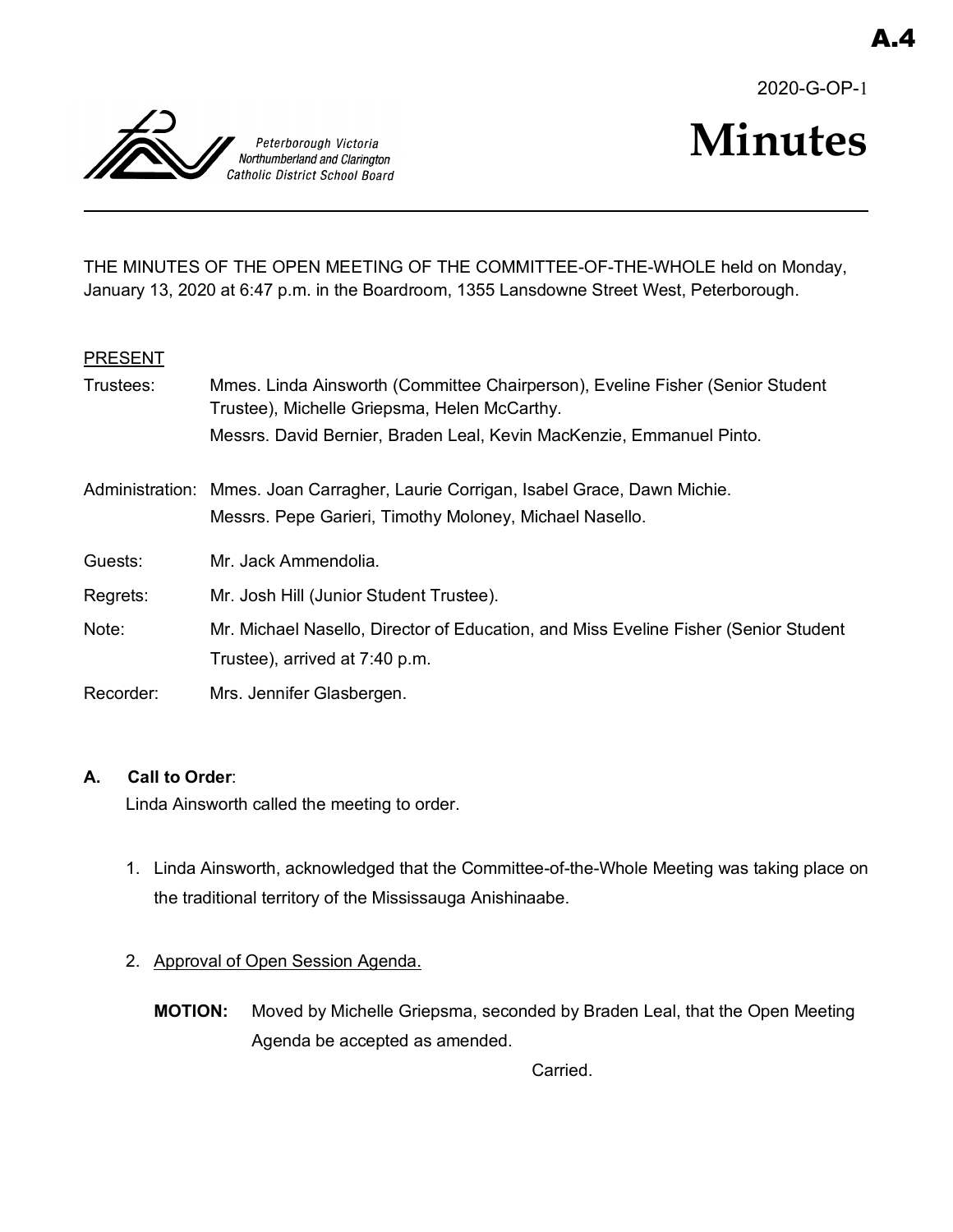A.4

2020-G-OP-1

Peterborough Victoria Northumberland and Clarington Catholic District School Board

# Minutes

THE MINUTES OF THE OPEN MEETING OF THE COMMITTEE-OF-THE-WHOLE held on Monday, January 13, 2020 at 6:47 p.m. in the Boardroom, 1355 Lansdowne Street West, Peterborough.

PRESENT

| | |
|---|---|
| Trustees: | Mmes. Linda Ainsworth (Committee Chairperson), Eveline Fisher (Senior Student Trustee), Michelle Griepsma, Helen McCarthy.<br>Messrs. David Bernier, Braden Leal, Kevin MacKenzie, Emmanuel Pinto. |
| Administration: | Mmes. Joan Carragher, Laurie Corrigan, Isabel Grace, Dawn Michie.<br>Messrs. Pepe Garieri, Timothy Moloney, Michael Nasello. |
| Guests: | Mr. Jack Ammendolia. |
| Regrets: | Mr. Josh Hill (Junior Student Trustee). |
| Note: | Mr. Michael Nasello, Director of Education, and Miss Eveline Fisher (Senior Student Trustee), arrived at 7:40 p.m. |
| Recorder: | Mrs. Jennifer Glasbergen. |

**A. Call to Order**:

Linda Ainsworth called the meeting to order.

1. Linda Ainsworth, acknowledged that the Committee-of-the-Whole Meeting was taking place on the traditional territory of the Mississauga Anishinaabe.

2. Approval of Open Session Agenda.

**MOTION:** Moved by Michelle Griepsma, seconded by Braden Leal, that the Open Meeting Agenda be accepted as amended.

Carried.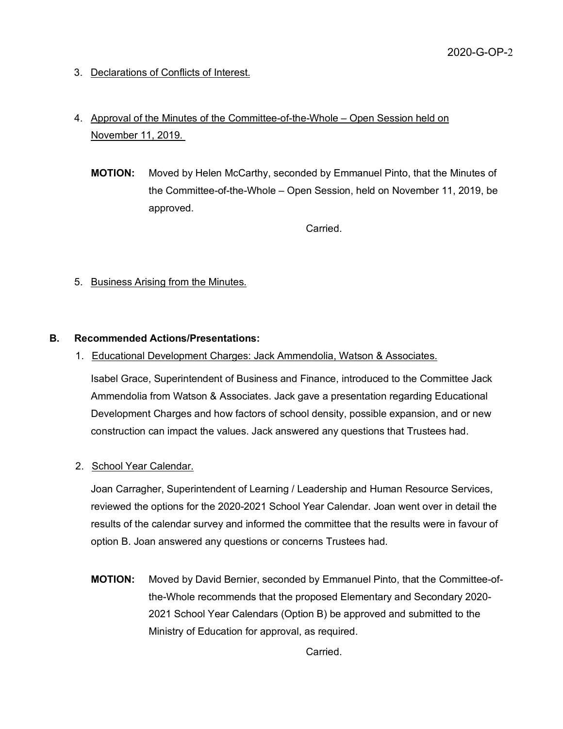3. Declarations of Conflicts of Interest.

4. Approval of the Minutes of the Committee-of-the-Whole – Open Session held on November 11, 2019.

   **MOTION:** Moved by Helen McCarthy, seconded by Emmanuel Pinto, that the Minutes of the Committee-of-the-Whole – Open Session, held on November 11, 2019, be approved.

   Carried.

5. Business Arising from the Minutes.

**B. Recommended Actions/Presentations:**

1. Educational Development Charges: Jack Ammendolia, Watson & Associates.

   Isabel Grace, Superintendent of Business and Finance, introduced to the Committee Jack Ammendolia from Watson & Associates. Jack gave a presentation regarding Educational Development Charges and how factors of school density, possible expansion, and or new construction can impact the values. Jack answered any questions that Trustees had.

2. School Year Calendar.

   Joan Carragher, Superintendent of Learning / Leadership and Human Resource Services, reviewed the options for the 2020-2021 School Year Calendar. Joan went over in detail the results of the calendar survey and informed the committee that the results were in favour of option B. Joan answered any questions or concerns Trustees had.

   **MOTION:** Moved by David Bernier, seconded by Emmanuel Pinto, that the Committee-of-the-Whole recommends that the proposed Elementary and Secondary 2020-2021 School Year Calendars (Option B) be approved and submitted to the Ministry of Education for approval, as required.

   Carried.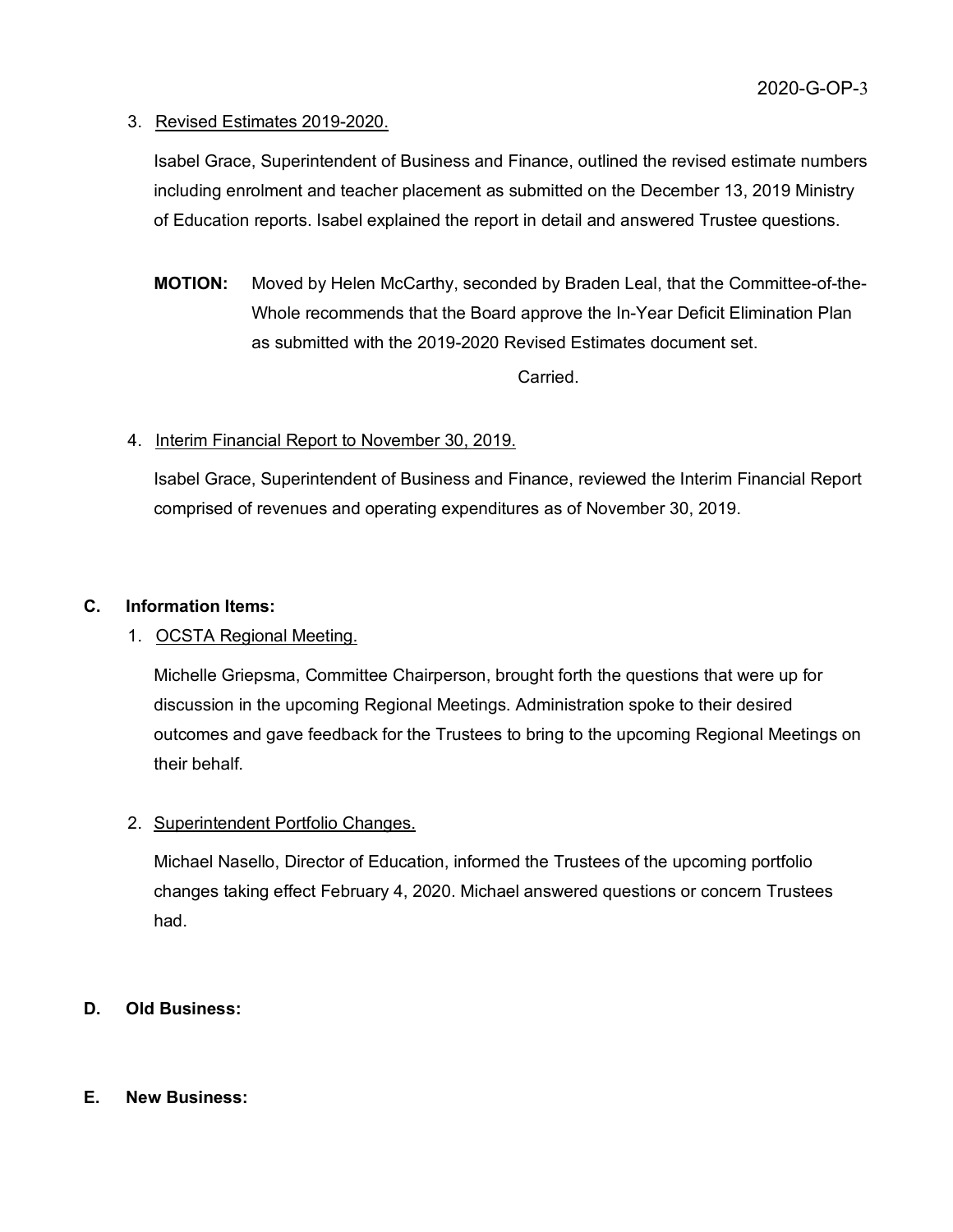3. Revised Estimates 2019-2020.

   Isabel Grace, Superintendent of Business and Finance, outlined the revised estimate numbers including enrolment and teacher placement as submitted on the December 13, 2019 Ministry of Education reports. Isabel explained the report in detail and answered Trustee questions.

   **MOTION:** Moved by Helen McCarthy, seconded by Braden Leal, that the Committee-of-the-Whole recommends that the Board approve the In-Year Deficit Elimination Plan as submitted with the 2019-2020 Revised Estimates document set.

   Carried.

4. Interim Financial Report to November 30, 2019.

   Isabel Grace, Superintendent of Business and Finance, reviewed the Interim Financial Report comprised of revenues and operating expenditures as of November 30, 2019.

## C. Information Items:

1. OCSTA Regional Meeting.

   Michelle Griepsma, Committee Chairperson, brought forth the questions that were up for discussion in the upcoming Regional Meetings. Administration spoke to their desired outcomes and gave feedback for the Trustees to bring to the upcoming Regional Meetings on their behalf.

2. Superintendent Portfolio Changes.

   Michael Nasello, Director of Education, informed the Trustees of the upcoming portfolio changes taking effect February 4, 2020. Michael answered questions or concern Trustees had.

## D. Old Business:

## E. New Business: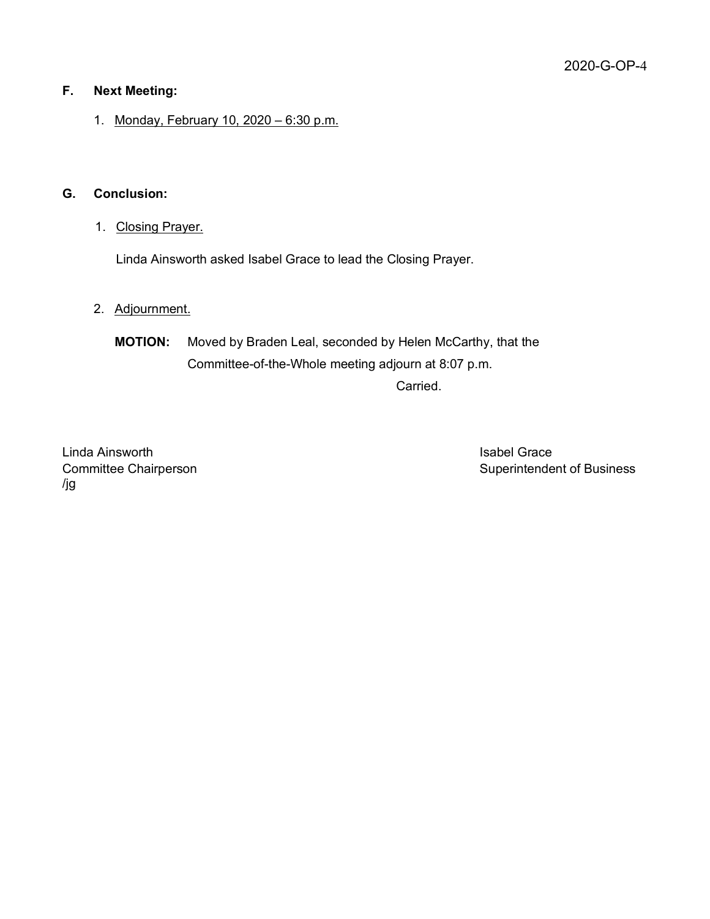2020-G-OP-4

### F. Next Meeting:

1. Monday, February 10, 2020 – 6:30 p.m.

### G. Conclusion:

1. Closing Prayer.

   Linda Ainsworth asked Isabel Grace to lead the Closing Prayer.

2. Adjournment.

   **MOTION:** Moved by Braden Leal, seconded by Helen McCarthy, that the Committee-of-the-Whole meeting adjourn at 8:07 p.m.

   Carried.

Linda Ainsworth
Committee Chairperson

Isabel Grace
Superintendent of Business

/jg